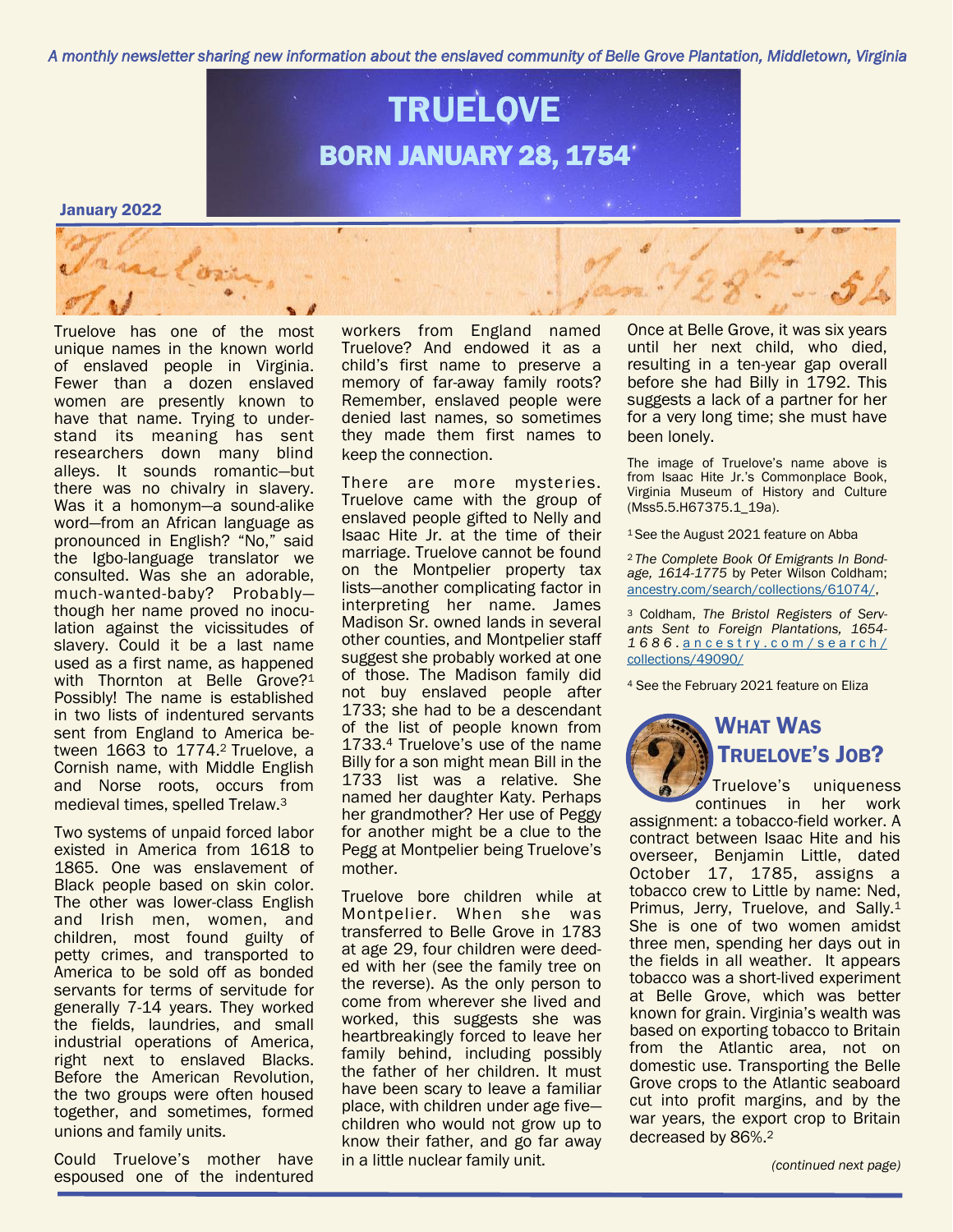*A monthly newsletter sharing new information about the enslaved community of Belle Grove Plantation, Middletown, Virginia*

# TRUELOVE

## BORN JANUARY 28, 1754

**January 2022**

Truelove has one of the most unique names in the known world of enslaved people in Virginia. Fewer than a dozen enslaved women are presently known to have that name. Trying to understand its meaning has sent researchers down many blind alleys. It sounds romantic—but there was no chivalry in slavery. Was it a homonym—a sound-alike word—from an African language as pronounced in English? "No," said the Igbo-language translator we consulted. Was she an adorable, much-wanted-baby? Probably—though her name proved no inoculation against the vicissitudes of slavery. Could it be a last name used as a first name, as happened with Thornton at Belle Grove?[1] Possibly! The name is established in two lists of indentured servants sent from England to America between 1663 to 1774.[2] Truelove, a Cornish name, with Middle English and Norse roots, occurs from medieval times, spelled Trelaw.[3]

Two systems of unpaid forced labor existed in America from 1618 to 1865. One was enslavement of Black people based on skin color. The other was lower-class English and Irish men, women, and children, most found guilty of petty crimes, and transported to America to be sold off as bonded servants for terms of servitude for generally 7-14 years. They worked the fields, laundries, and small industrial operations of America, right next to enslaved Blacks. Before the American Revolution, the two groups were often housed together, and sometimes, formed unions and family units.

Could Truelove's mother have espoused one of the indentured workers from England named Truelove? And endowed it as a child's first name to preserve a memory of far-away family roots? Remember, enslaved people were denied last names, so sometimes they made them first names to keep the connection.

There are more mysteries. Truelove came with the group of enslaved people gifted to Nelly and Isaac Hite Jr. at the time of their marriage. Truelove cannot be found on the Montpelier property tax lists—another complicating factor in interpreting her name. James Madison Sr. owned lands in several other counties, and Montpelier staff suggest she probably worked at one of those. The Madison family did not buy enslaved people after 1733; she had to be a descendant of the list of people known from 1733.[4] Truelove's use of the name Billy for a son might mean Bill in the 1733 list was a relative. She named her daughter Katy. Perhaps her grandmother? Her use of Peggy for another might be a clue to the Pegg at Montpelier being Truelove's mother.

Truelove bore children while at Montpelier. When she was transferred to Belle Grove in 1783 at age 29, four children were deeded with her (see the family tree on the reverse). As the only person to come from wherever she lived and worked, this suggests she was heartbreakingly forced to leave her family behind, including possibly the father of her children. It must have been scary to leave a familiar place, with children under age five—children who would not grow up to know their father, and go far away in a little nuclear family unit.

Once at Belle Grove, it was six years until her next child, who died, resulting in a ten-year gap overall before she had Billy in 1792. This suggests a lack of a partner for her for a very long time; she must have been lonely.

The image of Truelove's name above is from Isaac Hite Jr.'s Commonplace Book, Virginia Museum of History and Culture (Mss5.5.H67375.1_19a).

[1] See the August 2021 feature on Abba

[2] *The Complete Book Of Emigrants In Bondage, 1614-1775* by Peter Wilson Coldham; ancestry.com/search/collections/61074/,

[3] Coldham, *The Bristol Registers of Servants Sent to Foreign Plantations, 1654-1686*. ancestry.com/search/collections/49090/

[4] See the February 2021 feature on Eliza

## What Was Truelove's Job?

Truelove's uniqueness continues in her work assignment: a tobacco-field worker. A contract between Isaac Hite and his overseer, Benjamin Little, dated October 17, 1785, assigns a tobacco crew to Little by name: Ned, Primus, Jerry, Truelove, and Sally.[1] She is one of two women amidst three men, spending her days out in the fields in all weather. It appears tobacco was a short-lived experiment at Belle Grove, which was better known for grain. Virginia's wealth was based on exporting tobacco to Britain from the Atlantic area, not on domestic use. Transporting the Belle Grove crops to the Atlantic seaboard cut into profit margins, and by the war years, the export crop to Britain decreased by 86%.[2]

*(continued next page)*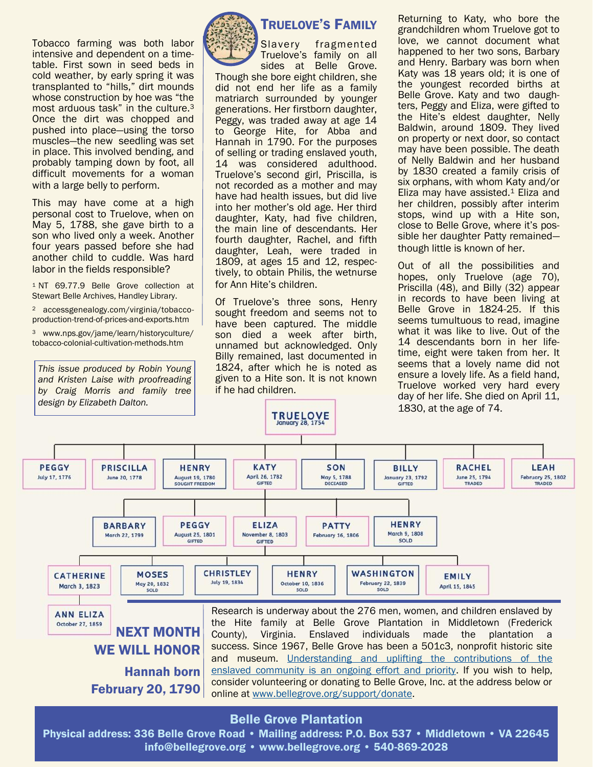Tobacco farming was both labor intensive and dependent on a timetable. First sown in seed beds in cold weather, by early spring it was transplanted to "hills," dirt mounds whose construction by hoe was "the most arduous task" in the culture.[3] Once the dirt was chopped and pushed into place—using the torso muscles—the new seedling was set in place. This involved bending, and probably tamping down by foot, all difficult movements for a woman with a large belly to perform.

This may have come at a high personal cost to Truelove, when on May 5, 1788, she gave birth to a son who lived only a week. Another four years passed before she had another child to cuddle. Was hard labor in the fields responsible?

[1] NT 69.77.9 Belle Grove collection at Stewart Belle Archives, Handley Library.

[2] accessgenealogy.com/virginia/tobacco-production-trend-of-prices-and-exports.htm

[3] www.nps.gov/jame/learn/historyculture/tobacco-colonial-cultivation-methods.htm

*This issue produced by Robin Young and Kristen Laise with proofreading by Craig Morris and family tree design by Elizabeth Dalton.*

## Truelove's Family

Slavery fragmented Truelove's family on all sides at Belle Grove. Though she bore eight children, she did not end her life as a family matriarch surrounded by younger generations. Her firstborn daughter, Peggy, was traded away at age 14 to George Hite, for Abba and Hannah in 1790. For the purposes of selling or trading enslaved youth, 14 was considered adulthood. Truelove's second girl, Priscilla, is not recorded as a mother and may have had health issues, but did live into her mother's old age. Her third daughter, Katy, had five children, the main line of descendants. Her fourth daughter, Rachel, and fifth daughter, Leah, were traded in 1809, at ages 15 and 12, respectively, to obtain Philis, the wetnurse for Ann Hite's children.

Of Truelove's three sons, Henry sought freedom and seems not to have been captured. The middle son died a week after birth, unnamed but acknowledged. Only Billy remained, last documented in 1824, after which he is noted as given to a Hite son. It is not known if he had children.

Returning to Katy, who bore the grandchildren whom Truelove got to love, we cannot document what happened to her two sons, Barbary and Henry. Barbary was born when Katy was 18 years old; it is one of the youngest recorded births at Belle Grove. Katy and two daughters, Peggy and Eliza, were gifted to the Hite's eldest daughter, Nelly Baldwin, around 1809. They lived on property or next door, so contact may have been possible. The death of Nelly Baldwin and her husband by 1830 created a family crisis of six orphans, with whom Katy and/or Eliza may have assisted.[1] Eliza and her children, possibly after interim stops, wind up with a Hite son, close to Belle Grove, where it's possible her daughter Patty remained—though little is known of her.

Out of all the possibilities and hopes, only Truelove (age 70), Priscilla (48), and Billy (32) appear in records to have been living at Belle Grove in 1824-25. If this seems tumultuous to read, imagine what it was like to live. Out of the 14 descendants born in her lifetime, eight were taken from her. It seems that a lovely name did not ensure a lovely life. As a field hand, Truelove worked very hard every day of her life. She died on April 11, 1830, at the age of 74.

TRUELOVE
January 28, 1754

PEGGY
July 17, 1776

PRISCILLA
June 20, 1778

HENRY
August 19, 1780
SOUGHT FREEDOM

KATY
April 26, 1782
GIFTED

SON
May 5, 1788
DECEASED

BILLY
January 23, 1792
GIFTED

RACHEL
June 25, 1794
TRADED

LEAH
February 25, 1802
TRADED

BARBARY
March 22, 1799

PEGGY
August 25, 1801
GIFTED

ELIZA
November 8, 1803
GIFTED

PATTY
February 16, 1806

HENRY
March 9, 1808
SOLD

CATHERINE
March 3, 1823

MOSES
May 20, 1832
SOLD

CHRISTLEY
July 19, 1834

HENRY
October 10, 1836
SOLD

WASHINGTON
February 22, 1839
SOLD

EMILY
April 15, 1845

ANN ELIZA
October 27, 1859

## NEXT MONTH WE WILL HONOR

### Hannah born February 20, 1790

Research is underway about the 276 men, women, and children enslaved by the Hite family at Belle Grove Plantation in Middletown (Frederick County), Virginia. Enslaved individuals made the plantation a success. Since 1967, Belle Grove has been a 501c3, nonprofit historic site and museum. Understanding and uplifting the contributions of the enslaved community is an ongoing effort and priority. If you wish to help, consider volunteering or donating to Belle Grove, Inc. at the address below or online at www.bellegrove.org/support/donate.

**Belle Grove Plantation**
**Physical address: 336 Belle Grove Road • Mailing address: P.O. Box 537 • Middletown • VA 22645**
**info@bellegrove.org • www.bellegrove.org • 540-869-2028**